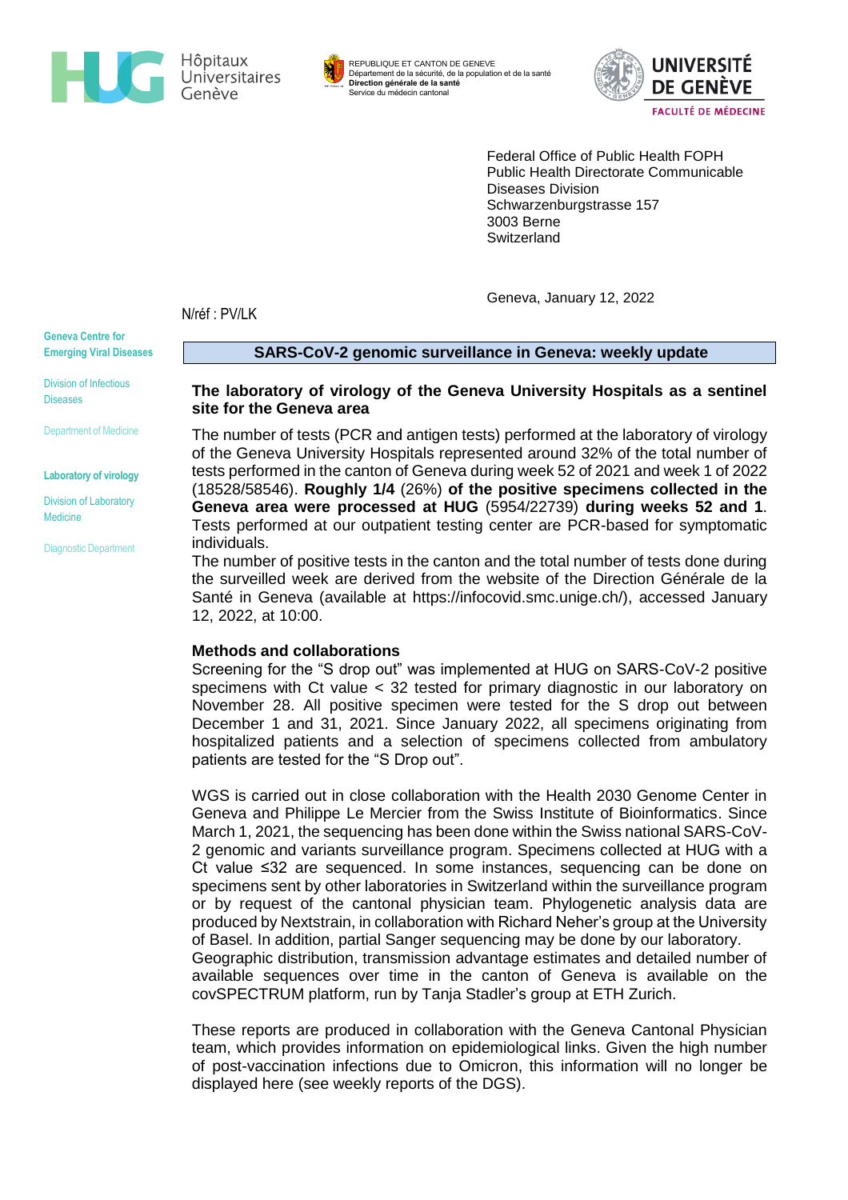Hôpitaux Universitaires Genève

REPUBLIQUE ET CANTON DE GENEVE
Département de la sécurité, de la population et de la santé
**Direction générale de la santé**
Service du médecin cantonal

UNIVERSITÉ DE GENÈVE
FACULTÉ DE MÉDECINE

Federal Office of Public Health FOPH
Public Health Directorate Communicable Diseases Division
Schwarzenburgstrasse 157
3003 Berne
Switzerland

Geneva, January 12, 2022

N/réf : PV/LK

**Geneva Centre for Emerging Viral Diseases**

Division of Infectious Diseases

Department of Medicine

**Laboratory of virology**

Division of Laboratory Medicine

Diagnostic Department

## SARS-CoV-2 genomic surveillance in Geneva: weekly update

### The laboratory of virology of the Geneva University Hospitals as a sentinel site for the Geneva area

The number of tests (PCR and antigen tests) performed at the laboratory of virology of the Geneva University Hospitals represented around 32% of the total number of tests performed in the canton of Geneva during week 52 of 2021 and week 1 of 2022 (18528/58546). **Roughly 1/4** (26%) **of the positive specimens collected in the Geneva area were processed at HUG** (5954/22739) **during weeks 52 and 1**. Tests performed at our outpatient testing center are PCR-based for symptomatic individuals.
The number of positive tests in the canton and the total number of tests done during the surveilled week are derived from the website of the Direction Générale de la Santé in Geneva (available at https://infocovid.smc.unige.ch/), accessed January 12, 2022, at 10:00.

### Methods and collaborations

Screening for the “S drop out” was implemented at HUG on SARS-CoV-2 positive specimens with Ct value < 32 tested for primary diagnostic in our laboratory on November 28. All positive specimen were tested for the S drop out between December 1 and 31, 2021. Since January 2022, all specimens originating from hospitalized patients and a selection of specimens collected from ambulatory patients are tested for the “S Drop out”.

WGS is carried out in close collaboration with the Health 2030 Genome Center in Geneva and Philippe Le Mercier from the Swiss Institute of Bioinformatics. Since March 1, 2021, the sequencing has been done within the Swiss national SARS-CoV-2 genomic and variants surveillance program. Specimens collected at HUG with a Ct value ≤32 are sequenced. In some instances, sequencing can be done on specimens sent by other laboratories in Switzerland within the surveillance program or by request of the cantonal physician team. Phylogenetic analysis data are produced by Nextstrain, in collaboration with Richard Neher’s group at the University of Basel. In addition, partial Sanger sequencing may be done by our laboratory.
Geographic distribution, transmission advantage estimates and detailed number of available sequences over time in the canton of Geneva is available on the covSPECTRUM platform, run by Tanja Stadler’s group at ETH Zurich.

These reports are produced in collaboration with the Geneva Cantonal Physician team, which provides information on epidemiological links. Given the high number of post-vaccination infections due to Omicron, this information will no longer be displayed here (see weekly reports of the DGS).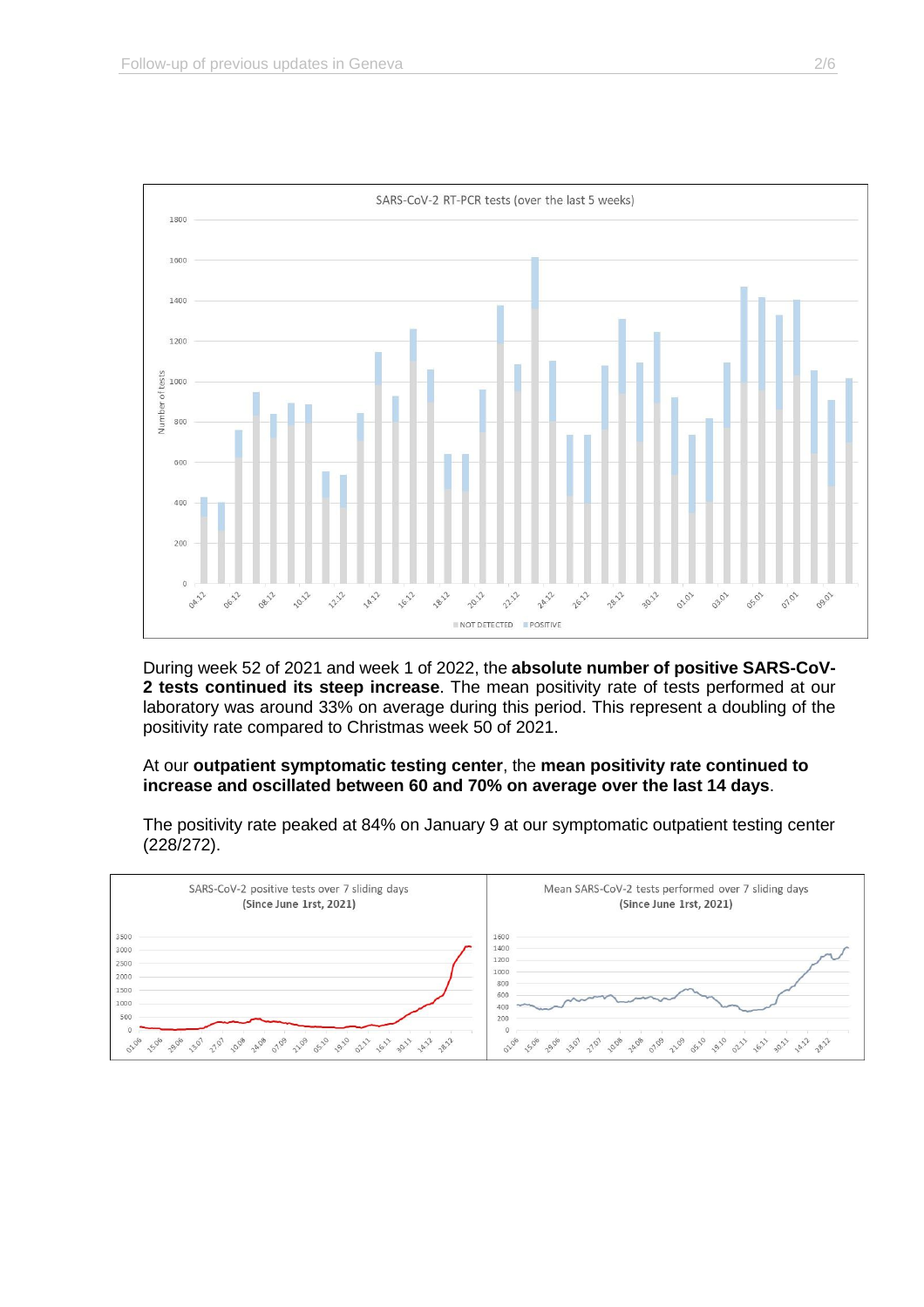During week 52 of 2021 and week 1 of 2022, the **absolute number of positive SARS-CoV-2 tests continued its steep increase**. The mean positivity rate of tests performed at our laboratory was around 33% on average during this period. This represent a doubling of the positivity rate compared to Christmas week 50 of 2021.

At our **outpatient symptomatic testing center**, the **mean positivity rate continued to increase and oscillated between 60 and 70% on average over the last 14 days**.

The positivity rate peaked at 84% on January 9 at our symptomatic outpatient testing center (228/272).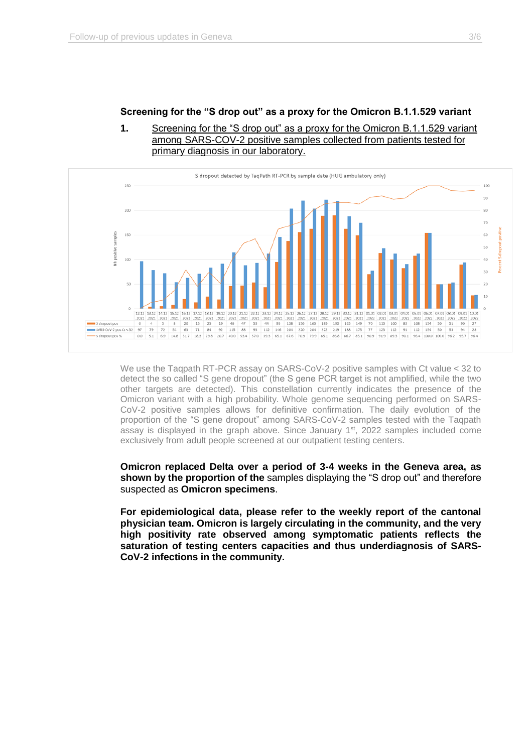### Screening for the "S drop out" as a proxy for the Omicron B.1.1.529 variant

**1.** Screening for the "S drop out" as a proxy for the Omicron B.1.1.529 variant among SARS-COV-2 positive samples collected from patients tested for primary diagnosis in our laboratory.

S dropout detected by TaqPath RT-PCR by sample date (HUG ambulatory only)

| Date | S dropout pos | SARS-CoV-2 pos Ct < 32 | S dropout pos % |
|---|---|---|---|
| 12.12.2021 | 0 | 97 | 0.0 |
| 13.12.2021 | 4 | 79 | 5.1 |
| 14.12.2021 | 5 | 72 | 6.9 |
| 15.12.2021 | 8 | 54 | 14.8 |
| 16.12.2021 | 20 | 63 | 31.7 |
| 17.12.2021 | 13 | 71 | 18.3 |
| 18.12.2021 | 25 | 84 | 29.8 |
| 19.12.2021 | 19 | 92 | 20.7 |
| 20.12.2021 | 46 | 115 | 40.0 |
| 21.12.2021 | 47 | 88 | 53.4 |
| 22.12.2021 | 53 | 93 | 57.0 |
| 23.12.2021 | 44 | 112 | 39.3 |
| 24.12.2021 | 95 | 146 | 65.1 |
| 25.12.2021 | 138 | 204 | 67.6 |
| 26.12.2021 | 156 | 220 | 70.9 |
| 27.12.2021 | 163 | 204 | 79.9 |
| 28.12.2021 | 189 | 222 | 85.1 |
| 29.12.2021 | 190 | 219 | 86.8 |
| 30.12.2021 | 163 | 188 | 86.7 |
| 31.12.2021 | 149 | 175 | 85.1 |
| 01.01.2022 | 70 | 77 | 90.9 |
| 02.01.2022 | 113 | 123 | 91.9 |
| 03.01.2022 | 100 | 112 | 89.3 |
| 04.01.2022 | 82 | 91 | 90.1 |
| 05.01.2022 | 108 | 112 | 96.4 |
| 06.01.2022 | 154 | 154 | 100.0 |
| 07.01.2022 | 50 | 50 | 100.0 |
| 08.01.2022 | 51 | 53 | 96.2 |
| 09.01.2022 | 90 | 94 | 95.7 |
| 10.01.2022 | 27 | 28 | 96.4 |

We use the Taqpath RT-PCR assay on SARS-CoV-2 positive samples with Ct value < 32 to detect the so called "S gene dropout" (the S gene PCR target is not amplified, while the two other targets are detected). This constellation currently indicates the presence of the Omicron variant with a high probability. Whole genome sequencing performed on SARS-CoV-2 positive samples allows for definitive confirmation. The daily evolution of the proportion of the "S gene dropout" among SARS-CoV-2 samples tested with the Taqpath assay is displayed in the graph above. Since January 1st, 2022 samples included come exclusively from adult people screened at our outpatient testing centers.

**Omicron replaced Delta over a period of 3-4 weeks in the Geneva area, as shown by the proportion of the** samples displaying the "S drop out" and therefore suspected as **Omicron specimens**.

**For epidemiological data, please refer to the weekly report of the cantonal physician team. Omicron is largely circulating in the community, and the very high positivity rate observed among symptomatic patients reflects the saturation of testing centers capacities and thus underdiagnosis of SARS-CoV-2 infections in the community.**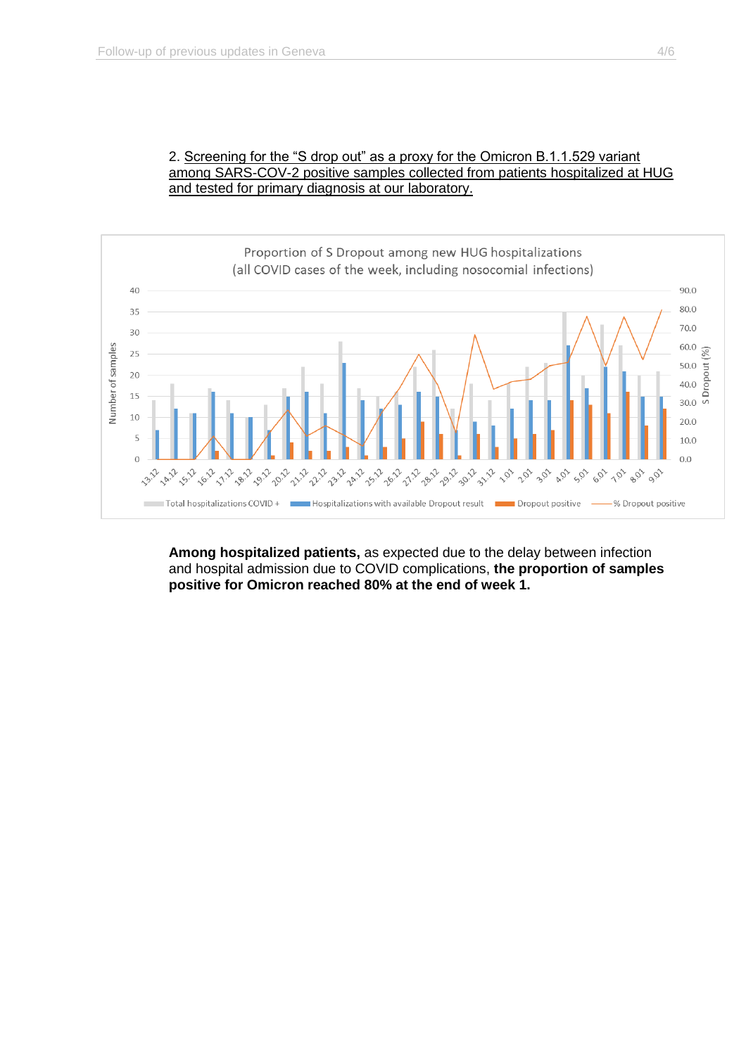2. Screening for the "S drop out" as a proxy for the Omicron B.1.1.529 variant among SARS-COV-2 positive samples collected from patients hospitalized at HUG and tested for primary diagnosis at our laboratory.

**Among hospitalized patients,** as expected due to the delay between infection and hospital admission due to COVID complications, **the proportion of samples positive for Omicron reached 80% at the end of week 1.**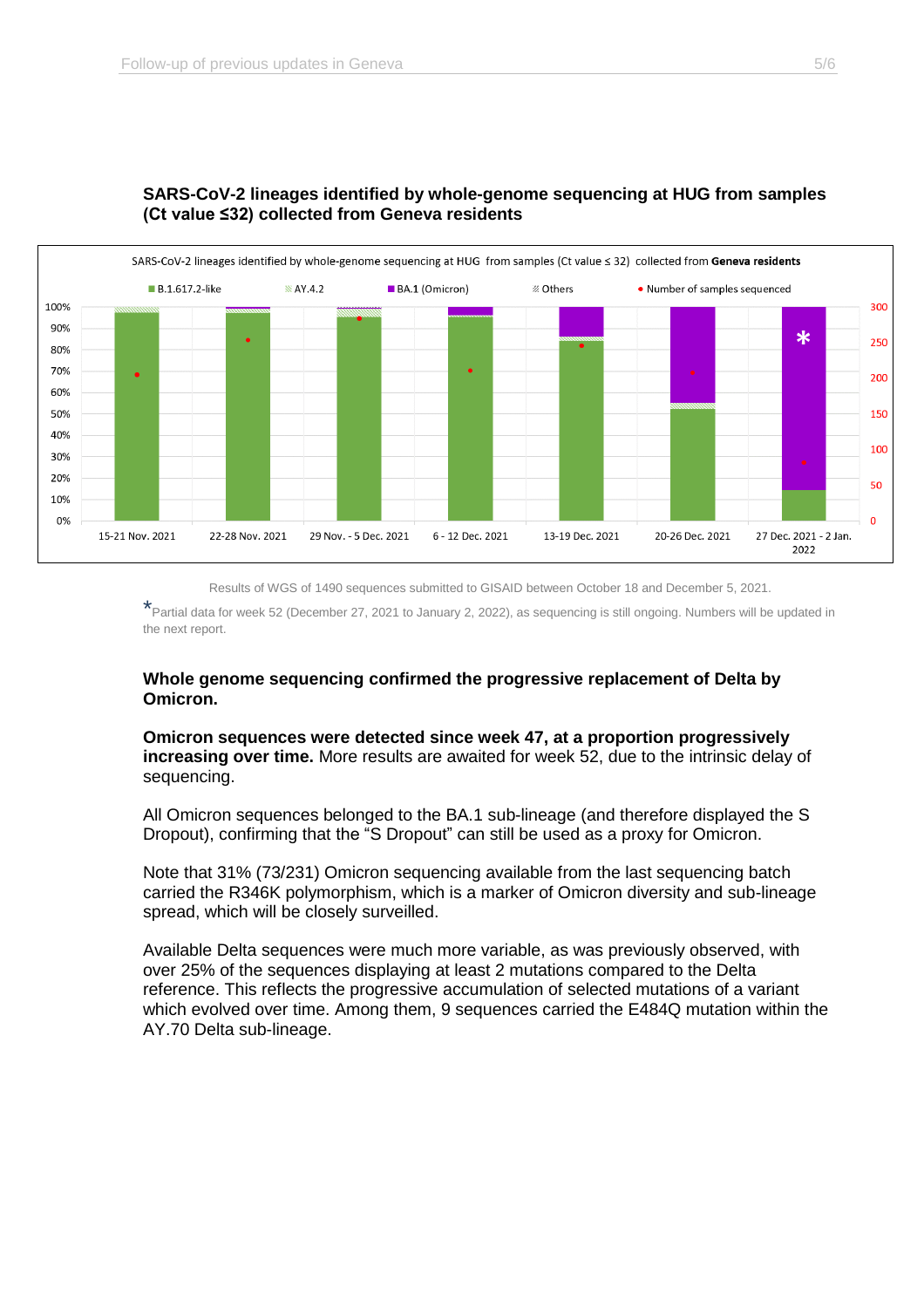**SARS-CoV-2 lineages identified by whole-genome sequencing at HUG from samples (Ct value ≤32) collected from Geneva residents**

SARS-CoV-2 lineages identified by whole-genome sequencing at HUG from samples (Ct value ≤ 32) collected from **Geneva residents**

B.1.617.2-like | AY.4.2 | BA.1 (Omicron) | Others | Number of samples sequenced

100% 90% 80% 70% 60% 50% 40% 30% 20% 10% 0%

300 250 200 150 100 50 0

15-21 Nov. 2021 | 22-28 Nov. 2021 | 29 Nov. - 5 Dec. 2021 | 6 - 12 Dec. 2021 | 13-19 Dec. 2021 | 20-26 Dec. 2021 | 27 Dec. 2021 - 2 Jan. 2022 *

Results of WGS of 1490 sequences submitted to GISAID between October 18 and December 5, 2021.

*Partial data for week 52 (December 27, 2021 to January 2, 2022), as sequencing is still ongoing. Numbers will be updated in the next report.

**Whole genome sequencing confirmed the progressive replacement of Delta by Omicron.**

**Omicron sequences were detected since week 47, at a proportion progressively increasing over time.** More results are awaited for week 52, due to the intrinsic delay of sequencing.

All Omicron sequences belonged to the BA.1 sub-lineage (and therefore displayed the S Dropout), confirming that the "S Dropout" can still be used as a proxy for Omicron.

Note that 31% (73/231) Omicron sequencing available from the last sequencing batch carried the R346K polymorphism, which is a marker of Omicron diversity and sub-lineage spread, which will be closely surveilled.

Available Delta sequences were much more variable, as was previously observed, with over 25% of the sequences displaying at least 2 mutations compared to the Delta reference. This reflects the progressive accumulation of selected mutations of a variant which evolved over time. Among them, 9 sequences carried the E484Q mutation within the AY.70 Delta sub-lineage.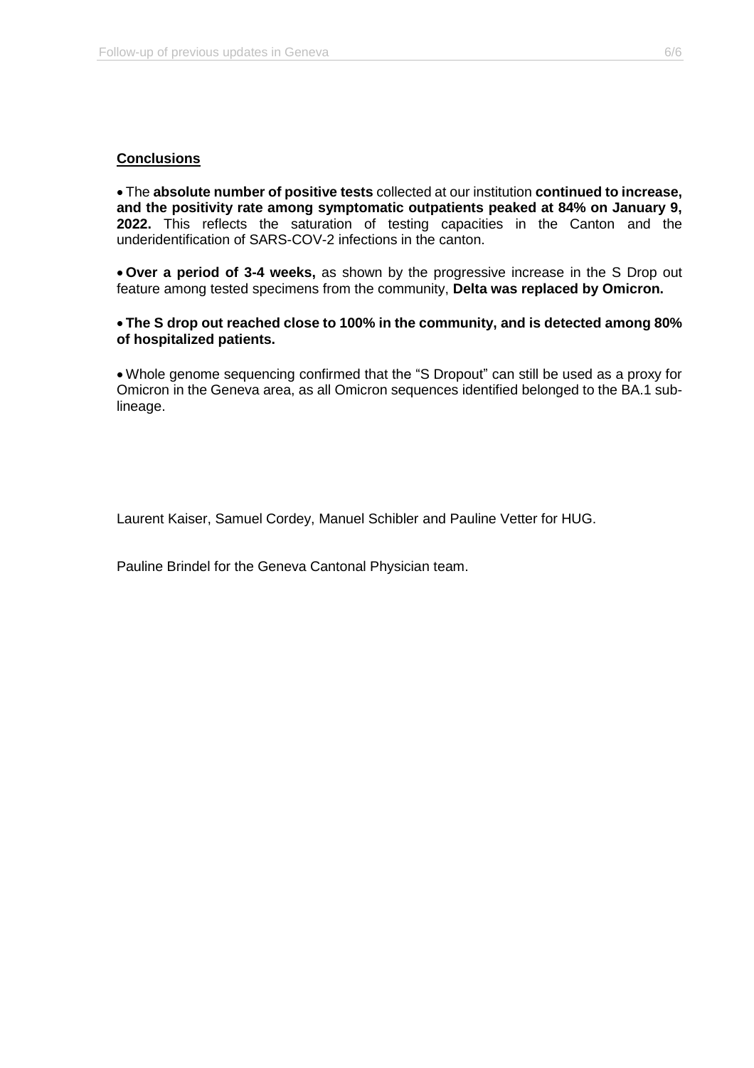**Conclusions**

- The **absolute number of positive tests** collected at our institution **continued to increase, and the positivity rate among symptomatic outpatients peaked at 84% on January 9, 2022.** This reflects the saturation of testing capacities in the Canton and the underidentification of SARS-COV-2 infections in the canton.

- **Over a period of 3-4 weeks,** as shown by the progressive increase in the S Drop out feature among tested specimens from the community, **Delta was replaced by Omicron.**

- **The S drop out reached close to 100% in the community, and is detected among 80% of hospitalized patients.**

- Whole genome sequencing confirmed that the "S Dropout" can still be used as a proxy for Omicron in the Geneva area, as all Omicron sequences identified belonged to the BA.1 sub-lineage.

Laurent Kaiser, Samuel Cordey, Manuel Schibler and Pauline Vetter for HUG.

Pauline Brindel for the Geneva Cantonal Physician team.